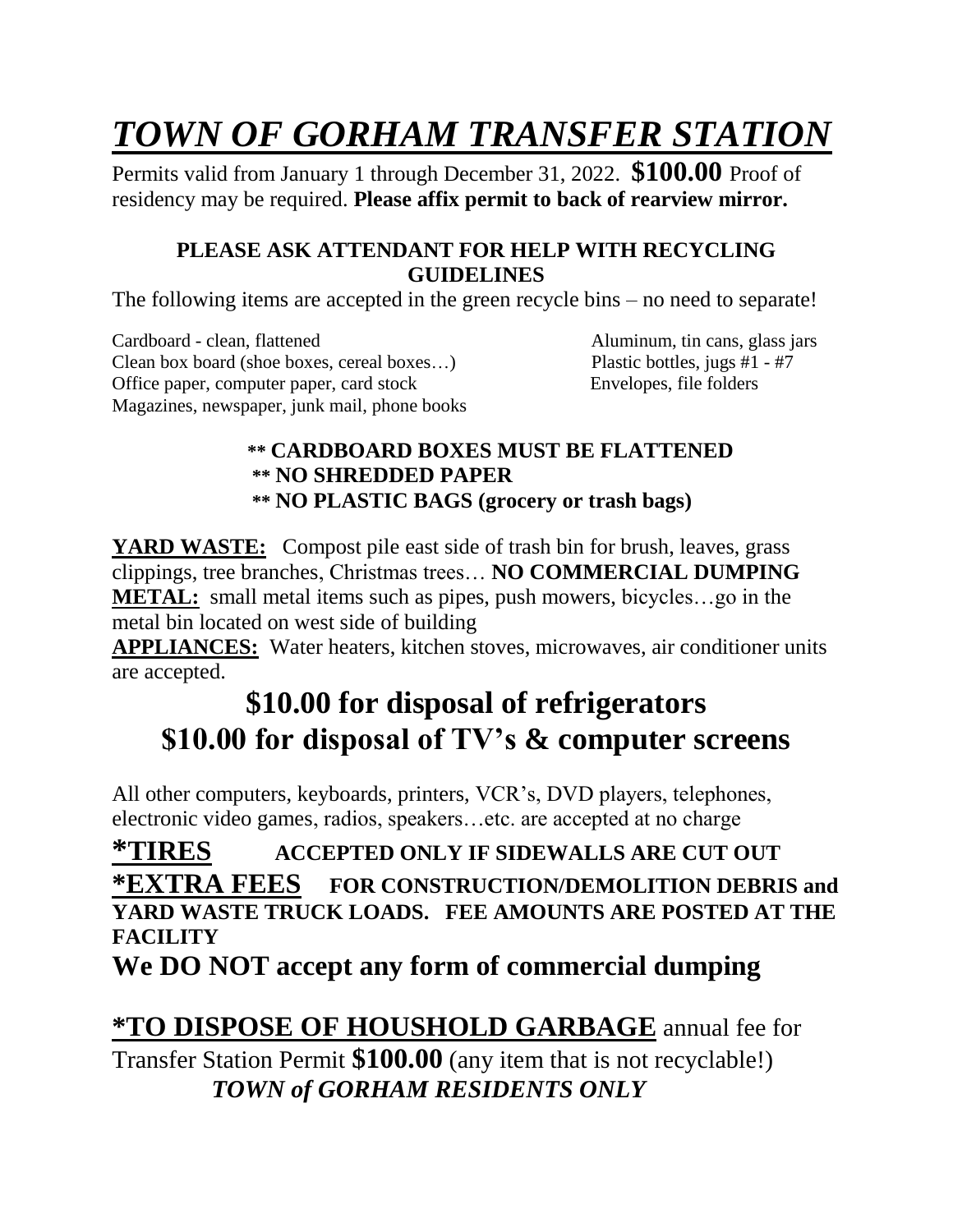# ***TOWN OF GORHAM TRANSFER STATION***

Permits valid from January 1 through December 31, 2022. **$100.00** Proof of residency may be required. **Please affix permit to back of rearview mirror.**

**PLEASE ASK ATTENDANT FOR HELP WITH RECYCLING GUIDELINES**

The following items are accepted in the green recycle bins – no need to separate!

- Cardboard - clean, flattened
- Clean box board (shoe boxes, cereal boxes…)
- Office paper, computer paper, card stock
- Magazines, newspaper, junk mail, phone books
- Aluminum, tin cans, glass jars
- Plastic bottles, jugs #1 - #7
- Envelopes, file folders

**\*\* CARDBOARD BOXES MUST BE FLATTENED**
**\*\* NO SHREDDED PAPER**
**\*\* NO PLASTIC BAGS (grocery or trash bags)**

**YARD WASTE:** Compost pile east side of trash bin for brush, leaves, grass clippings, tree branches, Christmas trees… **NO COMMERCIAL DUMPING**

**METAL:** small metal items such as pipes, push mowers, bicycles…go in the metal bin located on west side of building

**APPLIANCES:** Water heaters, kitchen stoves, microwaves, air conditioner units are accepted.

## $10.00 for disposal of refrigerators
## $10.00 for disposal of TV's & computer screens

All other computers, keyboards, printers, VCR's, DVD players, telephones, electronic video games, radios, speakers…etc. are accepted at no charge

**\*TIRES** **ACCEPTED ONLY IF SIDEWALLS ARE CUT OUT**

**\*EXTRA FEES** **FOR CONSTRUCTION/DEMOLITION DEBRIS and YARD WASTE TRUCK LOADS. FEE AMOUNTS ARE POSTED AT THE FACILITY**

**We DO NOT accept any form of commercial dumping**

**\*TO DISPOSE OF HOUSHOLD GARBAGE** annual fee for Transfer Station Permit **$100.00** (any item that is not recyclable!)

***TOWN of GORHAM RESIDENTS ONLY***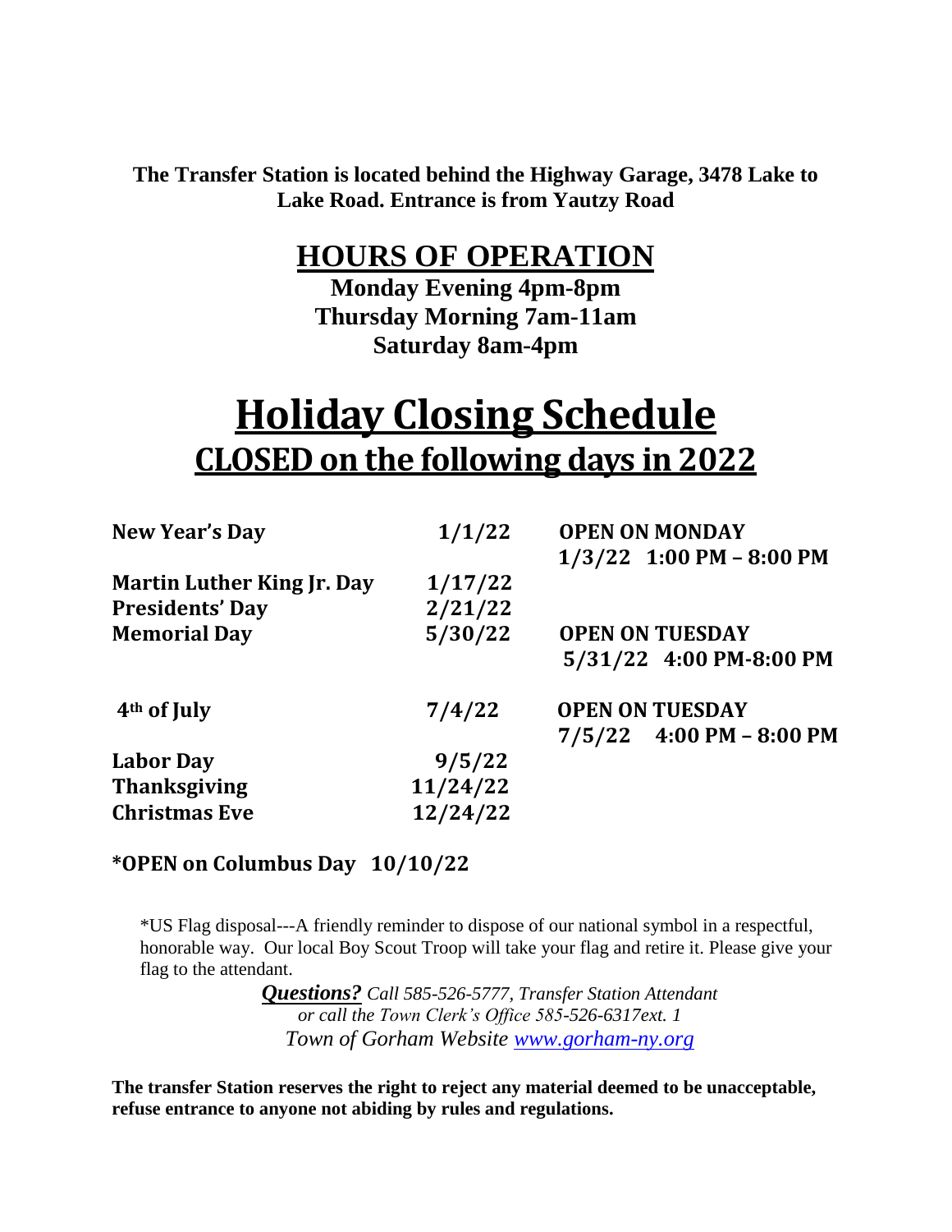**The Transfer Station is located behind the Highway Garage, 3478 Lake to Lake Road. Entrance is from Yautzy Road**

## HOURS OF OPERATION

**Monday Evening 4pm-8pm**
**Thursday Morning 7am-11am**
**Saturday 8am-4pm**

# Holiday Closing Schedule

## CLOSED on the following days in 2022

| | | |
|---|---|---|
| **New Year's Day** | **1/1/22** | **OPEN ON MONDAY 1/3/22 1:00 PM – 8:00 PM** |
| **Martin Luther King Jr. Day** | **1/17/22** | |
| **Presidents' Day** | **2/21/22** | |
| **Memorial Day** | **5/30/22** | **OPEN ON TUESDAY 5/31/22 4:00 PM-8:00 PM** |
| **4th of July** | **7/4/22** | **OPEN ON TUESDAY 7/5/22 4:00 PM – 8:00 PM** |
| **Labor Day** | **9/5/22** | |
| **Thanksgiving** | **11/24/22** | |
| **Christmas Eve** | **12/24/22** | |

**\*OPEN on Columbus Day 10/10/22**

*US Flag disposal---A friendly reminder to dispose of our national symbol in a respectful, honorable way. Our local Boy Scout Troop will take your flag and retire it. Please give your flag to the attendant.

***Questions?*** *Call 585-526-5777, Transfer Station Attendant*
*or call the Town Clerk's Office 585-526-6317ext. 1*
*Town of Gorham Website www.gorham-ny.org*

**The transfer Station reserves the right to reject any material deemed to be unacceptable, refuse entrance to anyone not abiding by rules and regulations.**